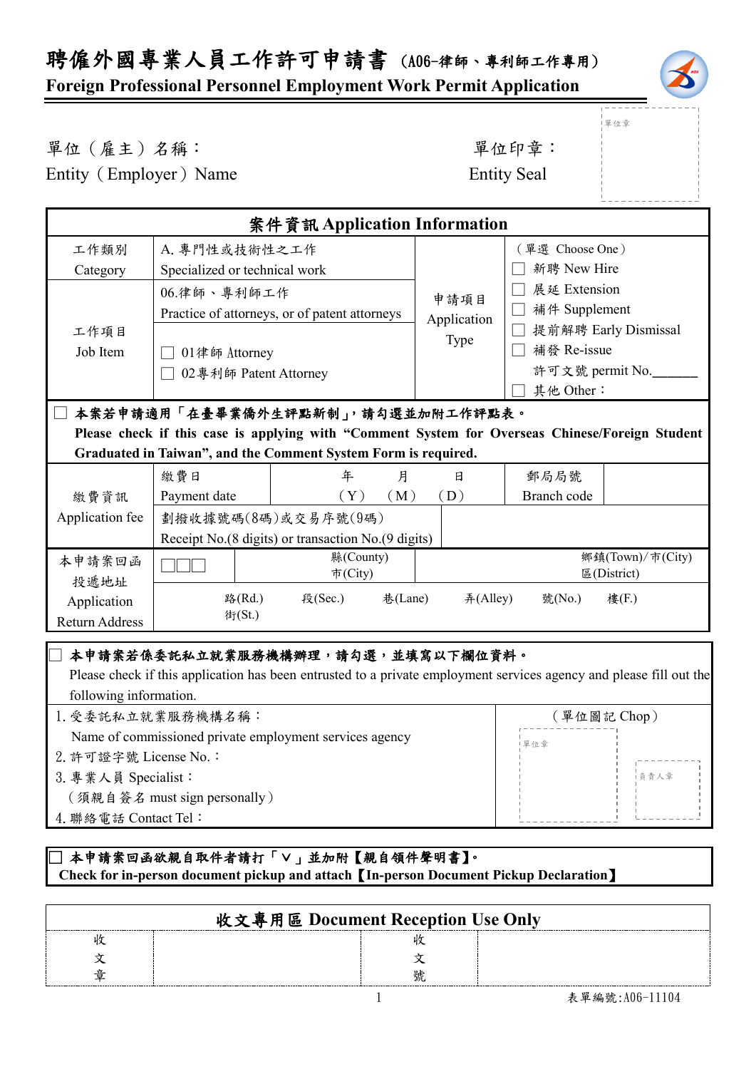# 聘僱外國專業人員工作許可申請書（A06-律師、專利師工作專用）
# Foreign Professional Personnel Employment Work Permit Application

單位（雇主）名稱：
Entity（Employer）Name

單位印章：
Entity Seal

單位章

## 案件資訊 Application Information

| 工作類別 Category | A. 專門性或技術性之工作 Specialized or technical work | 申請項目 Application Type | （單選 Choose One）☐ 新聘 New Hire ☐ 展延 Extension ☐ 補件 Supplement ☐ 提前解聘 Early Dismissal ☐ 補發 Re-issue 許可文號 permit No.______ ☐ 其他 Other： |
|---|---|---|---|
| 工作項目 Job Item | 06.律師、專利師工作 Practice of attorneys, or of patent attorneys<br>☐ 01律師 Attorney<br>☐ 02專利師 Patent Attorney | | |

☐ **本案若申請適用「在臺畢業僑外生評點新制」，請勾選並加附工作評點表。**
**Please check if this case is applying with "Comment System for Overseas Chinese/Foreign Student Graduated in Taiwan", and the Comment System Form is required.**

| 繳費資訊 Application fee | 繳費日 Payment date | 年（Y） 月（M） 日（D） | 郵局局號 Branch code | |
|---|---|---|---|---|
| | 劃撥收據號碼(8碼)或交易序號(9碼) Receipt No.(8 digits) or transaction No.(9 digits) | | | |

| 本申請案回函投遞地址 Application Return Address | □□□ | 縣(County) 市(City) | 鄉鎮(Town)/市(City) 區(District) |
|---|---|---|---|
| | 路(Rd.) 街(St.) 段(Sec.) 巷(Lane) 弄(Alley) 號(No.) 樓(F.) | | |

☐ **本申請案若係委託私立就業服務機構辦理，請勾選，並填寫以下欄位資料。**
Please check if this application has been entrusted to a private employment services agency and please fill out the following information.

| | （單位圖記 Chop） |
|---|---|
| 1. 受委託私立就業服務機構名稱：<br>Name of commissioned private employment services agency<br>2. 許可證字號 License No.：<br>3. 專業人員 Specialist：<br>（須親自簽名 must sign personally）<br>4. 聯絡電話 Contact Tel： | 單位章 負責人章 |

☐ **本申請案回函欲親自取件者請打「V」並加附【親自領件聲明書】。**
**Check for in-person document pickup and attach【In-person Document Pickup Declaration】**

## 收文專用區 Document Reception Use Only

| 收文章 | | 收文號 | |
|---|---|---|---|

表單編號:A06-11104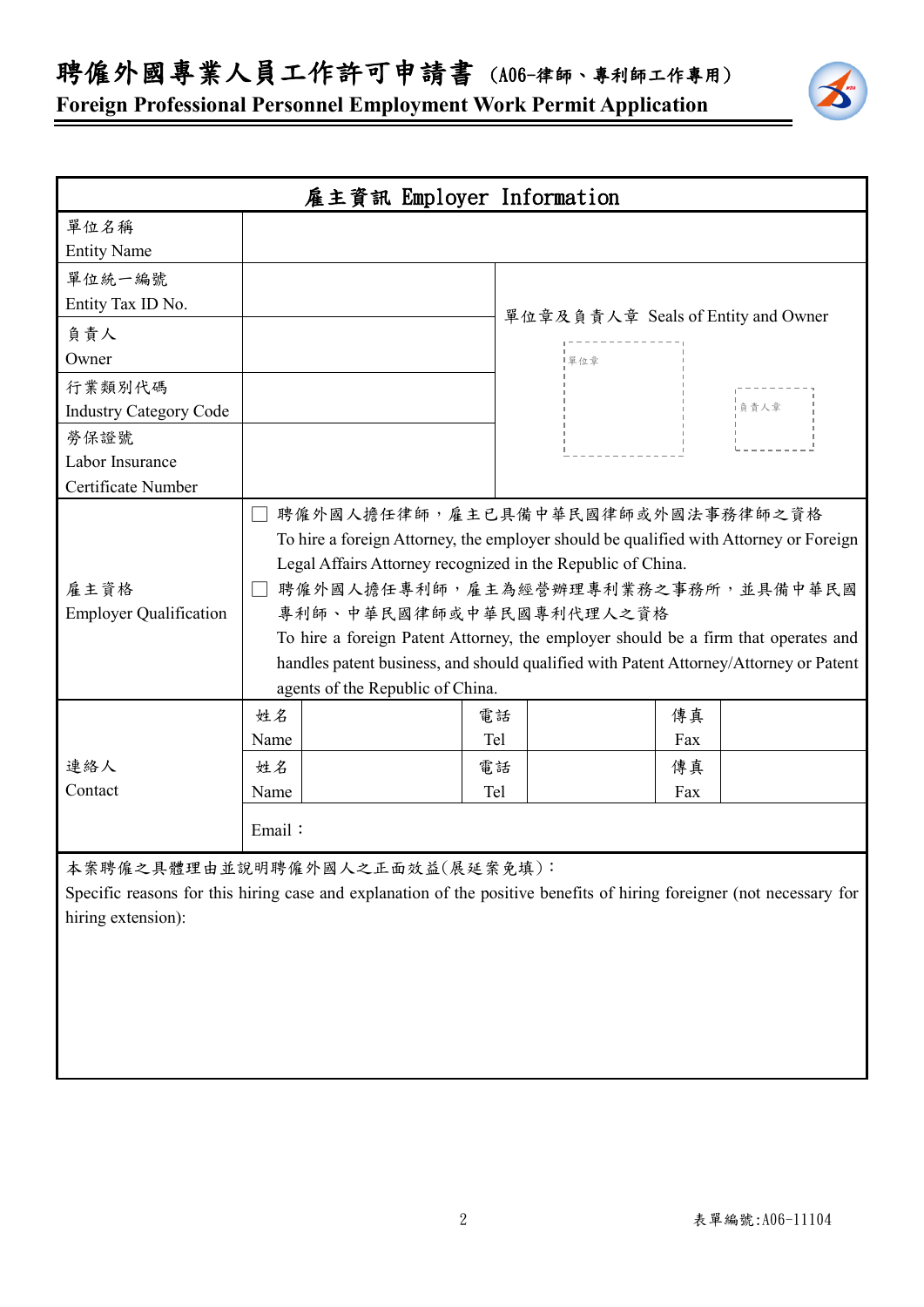# 聘僱外國專業人員工作許可申請書（A06-律師、專利師工作專用）

**Foreign Professional Personnel Employment Work Permit Application**

| 雇主資訊 Employer Information | | | | | |
|---|---|---|---|---|---|
| 單位名稱<br>Entity Name | | | | | |
| 單位統一編號<br>Entity Tax ID No. | | 單位章及負責人章 Seals of Entity and Owner<br>單位章 負責人章 | | | |
| 負責人<br>Owner | | | | | |
| 行業類別代碼<br>Industry Category Code | | | | | |
| 勞保證號<br>Labor Insurance Certificate Number | | | | | |
| 雇主資格<br>Employer Qualification | ☐ 聘僱外國人擔任律師，雇主已具備中華民國律師或外國法事務律師之資格<br>To hire a foreign Attorney, the employer should be qualified with Attorney or Foreign Legal Affairs Attorney recognized in the Republic of China.<br>☐ 聘僱外國人擔任專利師，雇主為經營辦理專利業務之事務所，並具備中華民國專利師、中華民國律師或中華民國專利代理人之資格<br>To hire a foreign Patent Attorney, the employer should be a firm that operates and handles patent business, and should qualified with Patent Attorney/Attorney or Patent agents of the Republic of China. | | | | |
| 連絡人<br>Contact | 姓名<br>Name | | 電話<br>Tel | | 傳真<br>Fax |
| | 姓名<br>Name | | 電話<br>Tel | | 傳真<br>Fax |
| | Email： | | | | |

本案聘僱之具體理由並說明聘僱外國人之正面效益(展延案免填)：

Specific reasons for this hiring case and explanation of the positive benefits of hiring foreigner (not necessary for hiring extension):

表單編號:A06-11104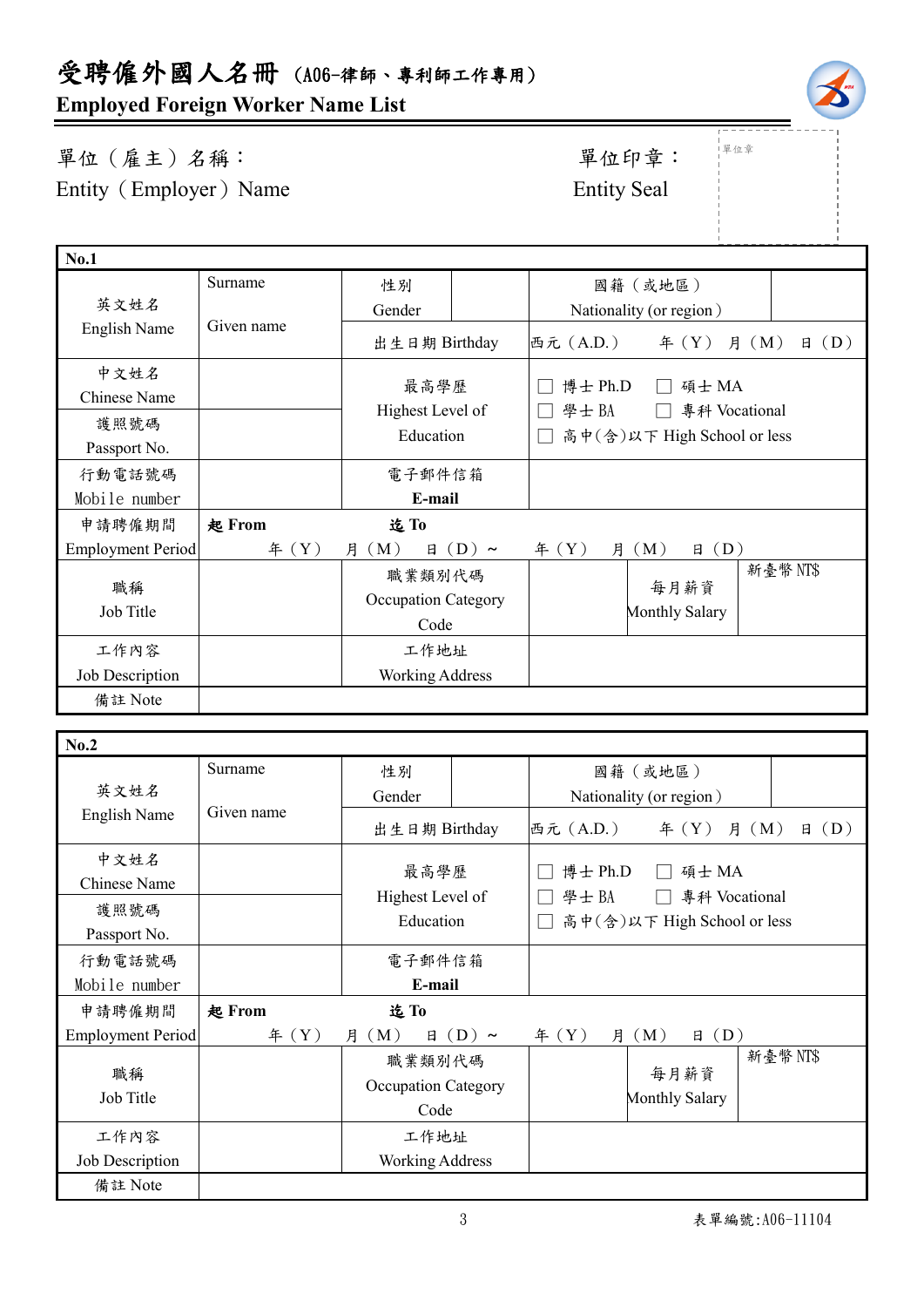# 受聘僱外國人名冊（A06-律師、專利師工作專用）

## Employed Foreign Worker Name List

單位（雇主）名稱：
Entity（Employer）Name

單位印章：
Entity Seal

單位章

| No.1 | | | | | | |
|---|---|---|---|---|---|---|
| 英文姓名 English Name | Surname Given name | 性別 Gender | | 國籍（或地區） Nationality (or region) | | |
| | | 出生日期 Birthday | 西元（A.D.） 年（Y） 月（M） 日（D） | | | |
| 中文姓名 Chinese Name | | 最高學歷 Highest Level of Education | ☐ 博士 Ph.D ☐ 碩士 MA ☐ 學士 BA ☐ 專科 Vocational ☐ 高中(含)以下 High School or less | | | |
| 護照號碼 Passport No. | | | | | | |
| 行動電話號碼 Mobile number | | 電子郵件信箱 **E-mail** | | | | |
| 申請聘僱期間 Employment Period | **起 From** 年（Y） 月（M） 日（D）～ | **迄 To** 年（Y） 月（M） 日（D） | | | | |
| 職稱 Job Title | | 職業類別代碼 Occupation Category Code | | 每月薪資 Monthly Salary | 新臺幣 NT$ | |
| 工作內容 Job Description | | 工作地址 Working Address | | | | |
| 備註 Note | | | | | | |

| No.2 | | | | | | |
|---|---|---|---|---|---|---|
| 英文姓名 English Name | Surname Given name | 性別 Gender | | 國籍（或地區） Nationality (or region) | | |
| | | 出生日期 Birthday | 西元（A.D.） 年（Y） 月（M） 日（D） | | | |
| 中文姓名 Chinese Name | | 最高學歷 Highest Level of Education | ☐ 博士 Ph.D ☐ 碩士 MA ☐ 學士 BA ☐ 專科 Vocational ☐ 高中(含)以下 High School or less | | | |
| 護照號碼 Passport No. | | | | | | |
| 行動電話號碼 Mobile number | | 電子郵件信箱 **E-mail** | | | | |
| 申請聘僱期間 Employment Period | **起 From** 年（Y） 月（M） 日（D）～ | **迄 To** 年（Y） 月（M） 日（D） | | | | |
| 職稱 Job Title | | 職業類別代碼 Occupation Category Code | | 每月薪資 Monthly Salary | 新臺幣 NT$ | |
| 工作內容 Job Description | | 工作地址 Working Address | | | | |
| 備註 Note | | | | | | |

表單編號:A06-11104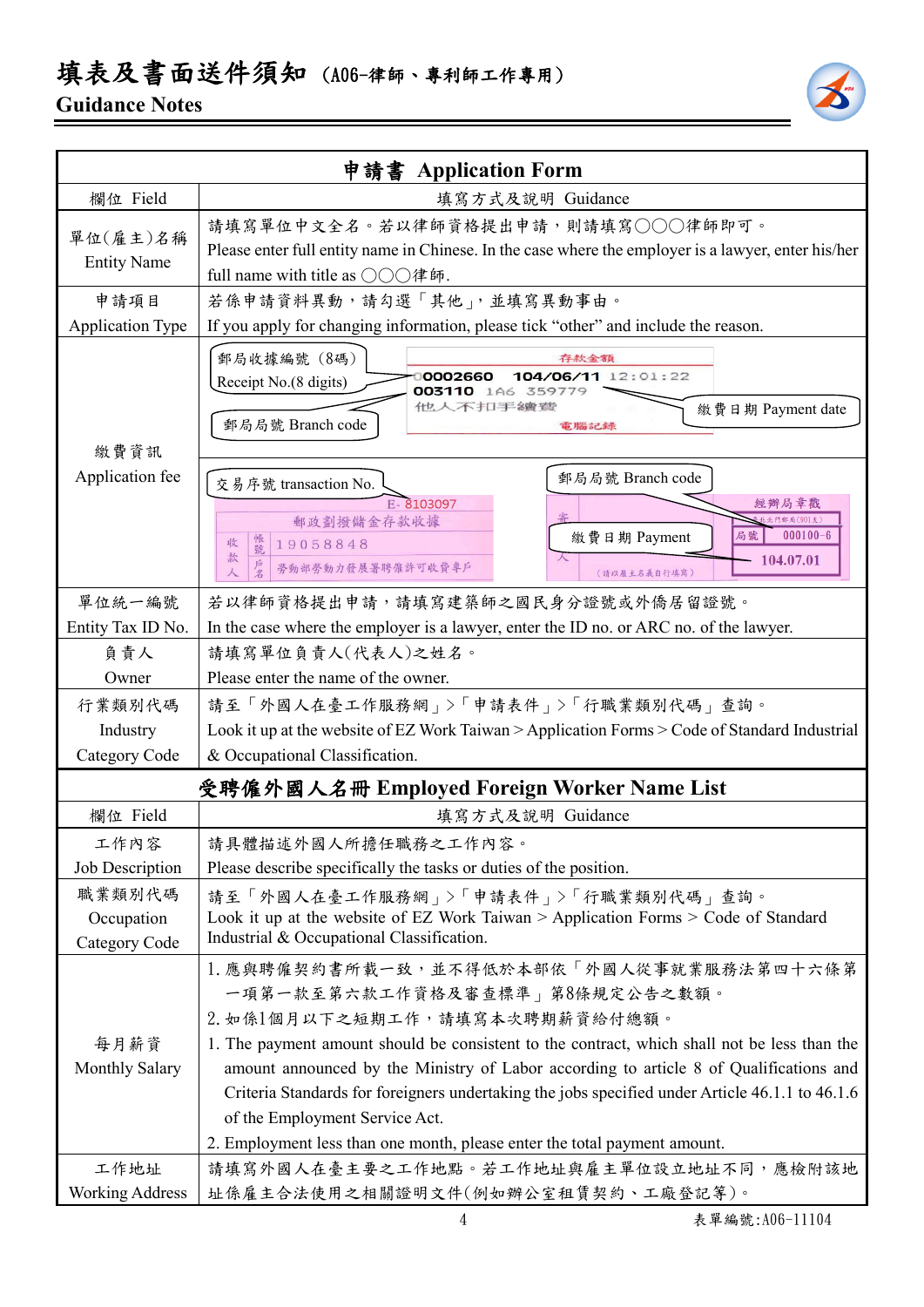# 填表及書面送件須知（A06-律師、專利師工作專用）

## Guidance Notes

| 申請書 Application Form | |
|---|---|
| 欄位 Field | 填寫方式及說明 Guidance |
| 單位(雇主)名稱 Entity Name | 請填寫單位中文全名。若以律師資格提出申請，則請填寫〇〇〇律師即可。 Please enter full entity name in Chinese. In the case where the employer is a lawyer, enter his/her full name with title as 〇〇〇律師. |
| 申請項目 Application Type | 若係申請資料異動，請勾選「其他」，並填寫異動事由。 If you apply for changing information, please tick “other” and include the reason. |
| 繳費資訊 Application fee | 郵局收據編號（8碼） Receipt No.(8 digits)；郵局局號 Branch code；繳費日期 Payment date<br>（電腦記錄範例：存款金額 0002660 104/06/11 12:01:22 003110 1A6 359779 他人不扣手續費 電腦記錄）<br>交易序號 transaction No.；郵局局號 Branch code；繳費日期 Payment<br>（郵政劃撥儲金存款收據範例：E-8103097 帳號 19058848 戶名 勞動部勞動力發展署聘僱許可收費專戶；經辦局章戳 局號 000100-6 104.07.01） |
| 單位統一編號 Entity Tax ID No. | 若以律師資格提出申請，請填寫建築師之國民身分證號或外僑居留證號。 In the case where the employer is a lawyer, enter the ID no. or ARC no. of the lawyer. |
| 負責人 Owner | 請填寫單位負責人(代表人)之姓名。 Please enter the name of the owner. |
| 行業類別代碼 Industry Category Code | 請至「外國人在臺工作服務網」>「申請表件」>「行職業類別代碼」查詢。 Look it up at the website of EZ Work Taiwan > Application Forms > Code of Standard Industrial & Occupational Classification. |

| 受聘僱外國人名冊 Employed Foreign Worker Name List | |
|---|---|
| 欄位 Field | 填寫方式及說明 Guidance |
| 工作內容 Job Description | 請具體描述外國人所擔任職務之工作內容。 Please describe specifically the tasks or duties of the position. |
| 職業類別代碼 Occupation Category Code | 請至「外國人在臺工作服務網」>「申請表件」>「行職業類別代碼」查詢。 Look it up at the website of EZ Work Taiwan > Application Forms > Code of Standard Industrial & Occupational Classification. |
| 每月薪資 Monthly Salary | 1. 應與聘僱契約書所載一致，並不得低於本部依「外國人從事就業服務法第四十六條第一項第一款至第六款工作資格及審查標準」第8條規定公告之數額。<br>2. 如係1個月以下之短期工作，請填寫本次聘期薪資給付總額。<br>1. The payment amount should be consistent to the contract, which shall not be less than the amount announced by the Ministry of Labor according to article 8 of Qualifications and Criteria Standards for foreigners undertaking the jobs specified under Article 46.1.1 to 46.1.6 of the Employment Service Act.<br>2. Employment less than one month, please enter the total payment amount. |
| 工作地址 Working Address | 請填寫外國人在臺主要之工作地點。若工作地址與雇主單位設立地址不同，應檢附該地址係雇主合法使用之相關證明文件(例如辦公室租賃契約、工廠登記等)。 |

表單編號:A06-11104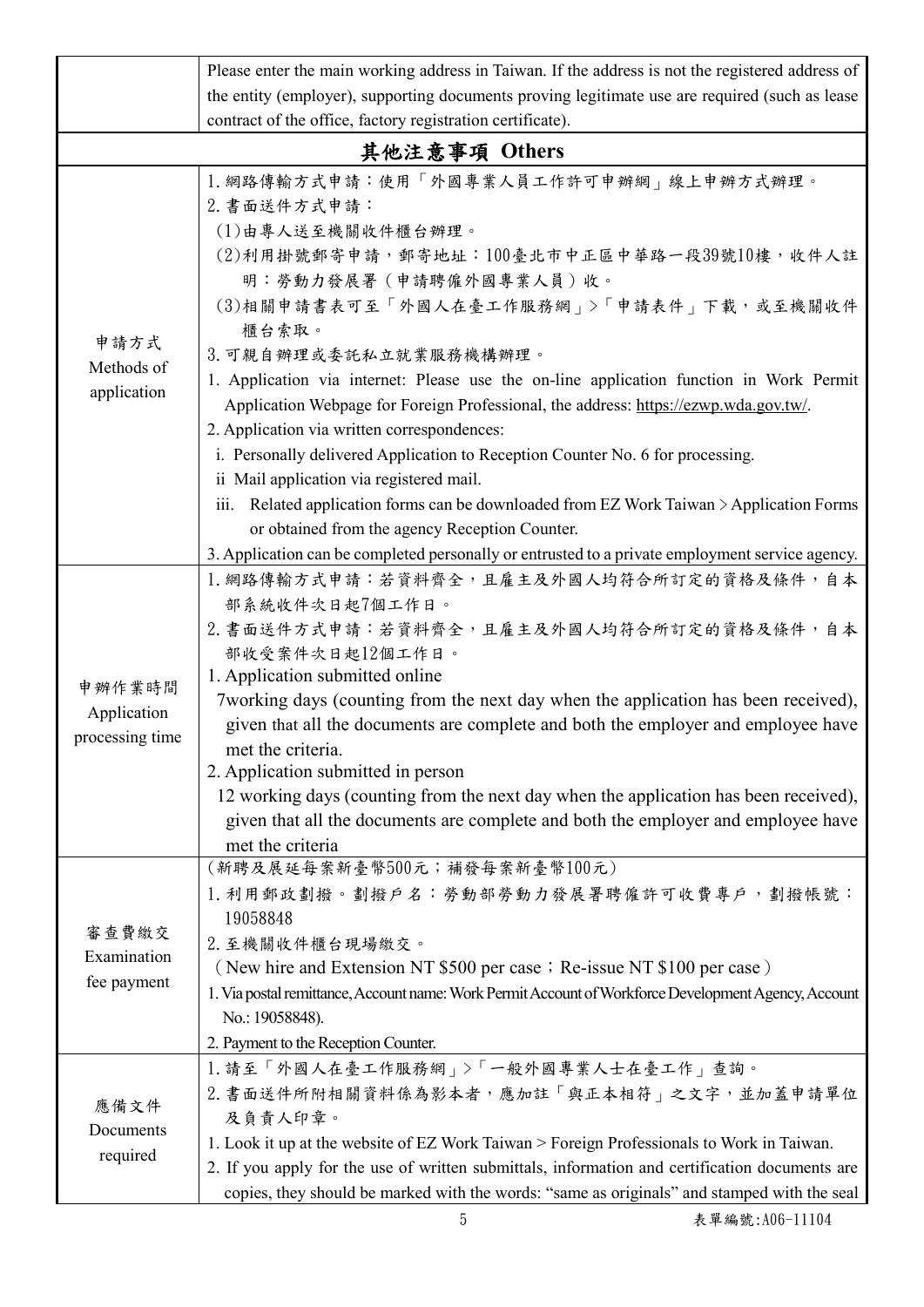| | |
|---|---|
| | Please enter the main working address in Taiwan. If the address is not the registered address of the entity (employer), supporting documents proving legitimate use are required (such as lease contract of the office, factory registration certificate). |
| **其他注意事項 Others** | |
| 申請方式<br>Methods of application | 1.網路傳輸方式申請：使用「外國專業人員工作許可申辦網」線上申辦方式辦理。<br>2.書面送件方式申請：<br>(1)由專人送至機關收件櫃台辦理。<br>(2)利用掛號郵寄申請，郵寄地址：100臺北市中正區中華路一段39號10樓，收件人註明：勞動力發展署（申請聘僱外國專業人員）收。<br>(3)相關申請書表可至「外國人在臺工作服務網」>「申請表件」下載，或至機關收件櫃台索取。<br>3.可親自辦理或委託私立就業服務機構辦理。<br>1. Application via internet: Please use the on-line application function in Work Permit Application Webpage for Foreign Professional, the address: https://ezwp.wda.gov.tw/.<br>2. Application via written correspondences:<br>i. Personally delivered Application to Reception Counter No. 6 for processing.<br>ii Mail application via registered mail.<br>iii. Related application forms can be downloaded from EZ Work Taiwan > Application Forms or obtained from the agency Reception Counter.<br>3. Application can be completed personally or entrusted to a private employment service agency. |
| 申辦作業時間<br>Application processing time | 1.網路傳輸方式申請：若資料齊全，且雇主及外國人均符合所訂定的資格及條件，自本部系統收件次日起7個工作日。<br>2.書面送件方式申請：若資料齊全，且雇主及外國人均符合所訂定的資格及條件，自本部收受案件次日起12個工作日。<br>1. Application submitted online<br>7working days (counting from the next day when the application has been received), given that all the documents are complete and both the employer and employee have met the criteria.<br>2. Application submitted in person<br>12 working days (counting from the next day when the application has been received), given that all the documents are complete and both the employer and employee have met the criteria |
| 審查費繳交<br>Examination fee payment | (新聘及展延每案新臺幣500元；補發每案新臺幣100元)<br>1.利用郵政劃撥。劃撥戶名：勞動部勞動力發展署聘僱許可收費專戶，劃撥帳號：19058848<br>2.至機關收件櫃台現場繳交。<br>（New hire and Extension NT $500 per case；Re-issue NT $100 per case）<br>1. Via postal remittance, Account name: Work Permit Account of Workforce Development Agency, Account No.: 19058848).<br>2. Payment to the Reception Counter. |
| 應備文件<br>Documents required | 1.請至「外國人在臺工作服務網」>「一般外國專業人士在臺工作」查詢。<br>2.書面送件所附相關資料係為影本者，應加註「與正本相符」之文字，並加蓋申請單位及負責人印章。<br>1. Look it up at the website of EZ Work Taiwan > Foreign Professionals to Work in Taiwan.<br>2. If you apply for the use of written submittals, information and certification documents are copies, they should be marked with the words: "same as originals" and stamped with the seal |

表單編號:A06-11104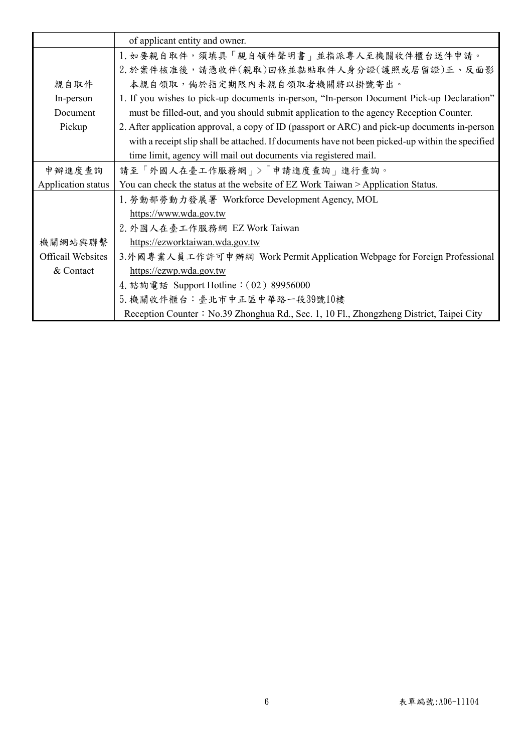| | |
|---|---|
| | of applicant entity and owner. |
| 親自取件<br>In-person Document Pickup | 1.如要親自取件，須填具「親自領件聲明書」並指派專人至機關收件櫃台送件申請。<br>2.於案件核准後，請憑收件(親取)回條並黏貼取件人身分證(護照或居留證)正、反面影本親自領取，倘於指定期限內未親自領取者機關將以掛號寄出。<br>1. If you wishes to pick-up documents in-person, "In-person Document Pick-up Declaration" must be filled-out, and you should submit application to the agency Reception Counter.<br>2. After application approval, a copy of ID (passport or ARC) and pick-up documents in-person with a receipt slip shall be attached. If documents have not been picked-up within the specified time limit, agency will mail out documents via registered mail. |
| 申辦進度查詢<br>Application status | 請至「外國人在臺工作服務網」>「申請進度查詢」進行查詢。<br>You can check the status at the website of EZ Work Taiwan > Application Status. |
| 機關網站與聯繫<br>Officail Websites & Contact | 1.勞動部勞動力發展署 Workforce Development Agency, MOL<br>https://www.wda.gov.tw<br>2.外國人在臺工作服務網 EZ Work Taiwan<br>https://ezworktaiwan.wda.gov.tw<br>3.外國專業人員工作許可申辦網 Work Permit Application Webpage for Foreign Professional<br>https://ezwp.wda.gov.tw<br>4.諮詢電話 Support Hotline：(02) 89956000<br>5.機關收件櫃台：臺北市中正區中華路一段39號10樓<br>Reception Counter：No.39 Zhonghua Rd., Sec. 1, 10 Fl., Zhongzheng District, Taipei City |

表單編號:A06-11104